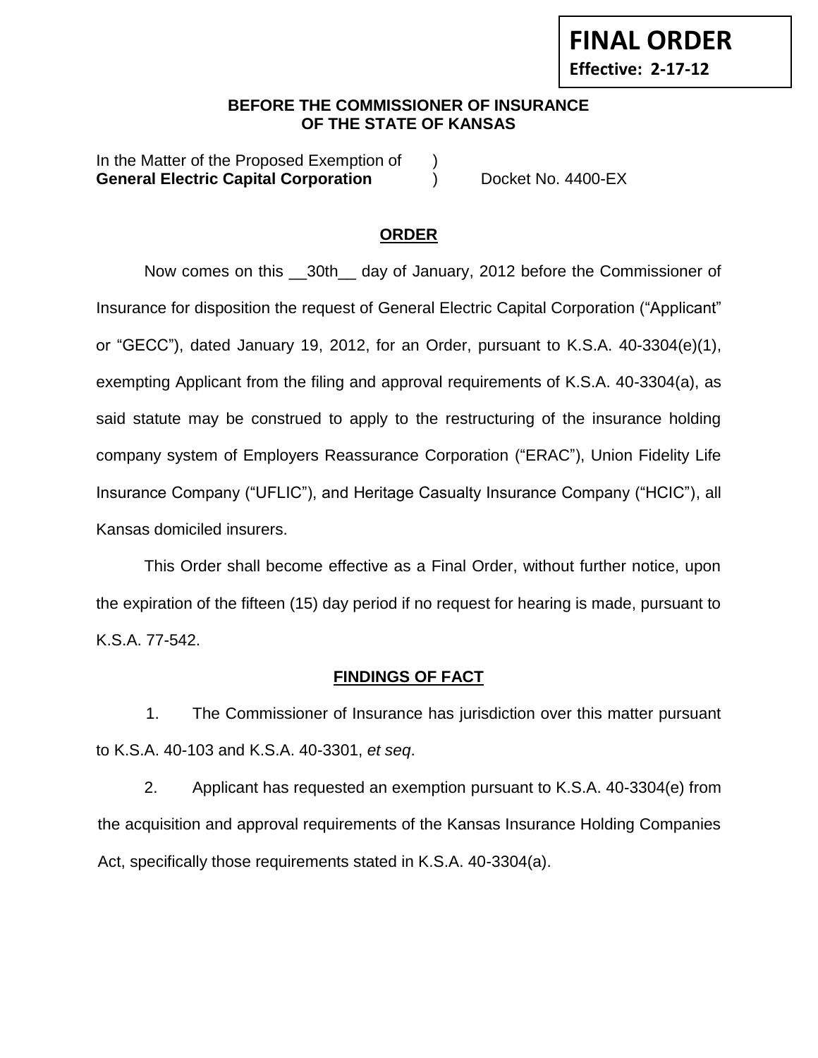**FINAL ORDER**
**Effective: 2-17-12**

**BEFORE THE COMMISSIONER OF INSURANCE**
**OF THE STATE OF KANSAS**

In the Matter of the Proposed Exemption of )
**General Electric Capital Corporation** ) Docket No. 4400-EX

## ORDER

Now comes on this __30th__ day of January, 2012 before the Commissioner of Insurance for disposition the request of General Electric Capital Corporation ("Applicant" or "GECC"), dated January 19, 2012, for an Order, pursuant to K.S.A. 40-3304(e)(1), exempting Applicant from the filing and approval requirements of K.S.A. 40-3304(a), as said statute may be construed to apply to the restructuring of the insurance holding company system of Employers Reassurance Corporation ("ERAC"), Union Fidelity Life Insurance Company ("UFLIC"), and Heritage Casualty Insurance Company ("HCIC"), all Kansas domiciled insurers.

This Order shall become effective as a Final Order, without further notice, upon the expiration of the fifteen (15) day period if no request for hearing is made, pursuant to K.S.A. 77-542.

## FINDINGS OF FACT

1. The Commissioner of Insurance has jurisdiction over this matter pursuant to K.S.A. 40-103 and K.S.A. 40-3301, *et seq*.

2. Applicant has requested an exemption pursuant to K.S.A. 40-3304(e) from the acquisition and approval requirements of the Kansas Insurance Holding Companies Act, specifically those requirements stated in K.S.A. 40-3304(a).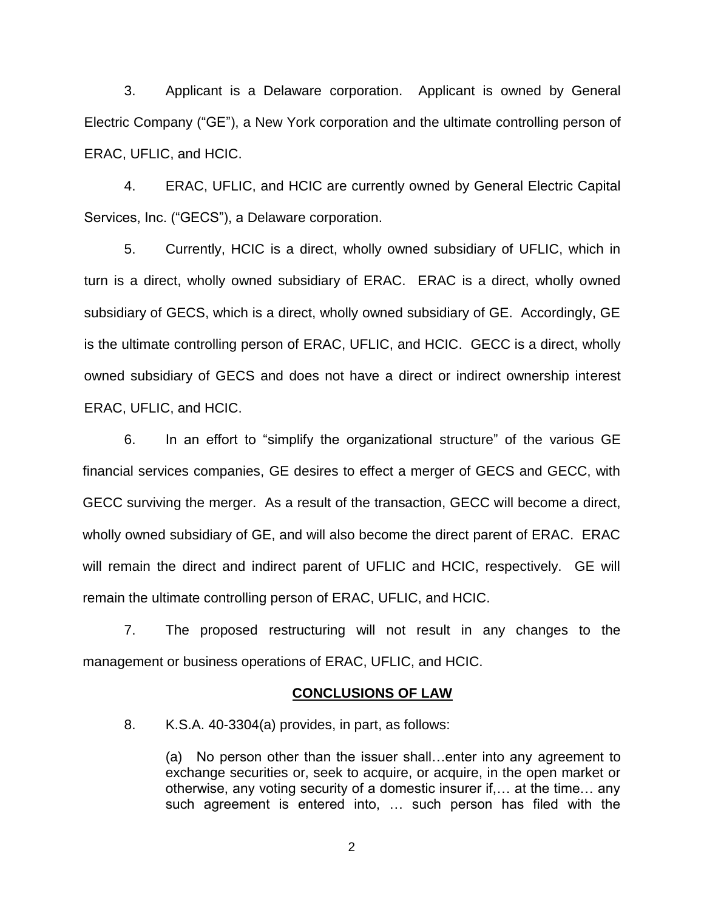3. Applicant is a Delaware corporation. Applicant is owned by General Electric Company ("GE"), a New York corporation and the ultimate controlling person of ERAC, UFLIC, and HCIC.

4. ERAC, UFLIC, and HCIC are currently owned by General Electric Capital Services, Inc. ("GECS"), a Delaware corporation.

5. Currently, HCIC is a direct, wholly owned subsidiary of UFLIC, which in turn is a direct, wholly owned subsidiary of ERAC. ERAC is a direct, wholly owned subsidiary of GECS, which is a direct, wholly owned subsidiary of GE. Accordingly, GE is the ultimate controlling person of ERAC, UFLIC, and HCIC. GECC is a direct, wholly owned subsidiary of GECS and does not have a direct or indirect ownership interest ERAC, UFLIC, and HCIC.

6. In an effort to "simplify the organizational structure" of the various GE financial services companies, GE desires to effect a merger of GECS and GECC, with GECC surviving the merger. As a result of the transaction, GECC will become a direct, wholly owned subsidiary of GE, and will also become the direct parent of ERAC. ERAC will remain the direct and indirect parent of UFLIC and HCIC, respectively. GE will remain the ultimate controlling person of ERAC, UFLIC, and HCIC.

7. The proposed restructuring will not result in any changes to the management or business operations of ERAC, UFLIC, and HCIC.

## CONCLUSIONS OF LAW

8. K.S.A. 40-3304(a) provides, in part, as follows:

> (a) No person other than the issuer shall…enter into any agreement to exchange securities or, seek to acquire, or acquire, in the open market or otherwise, any voting security of a domestic insurer if,… at the time… any such agreement is entered into, … such person has filed with the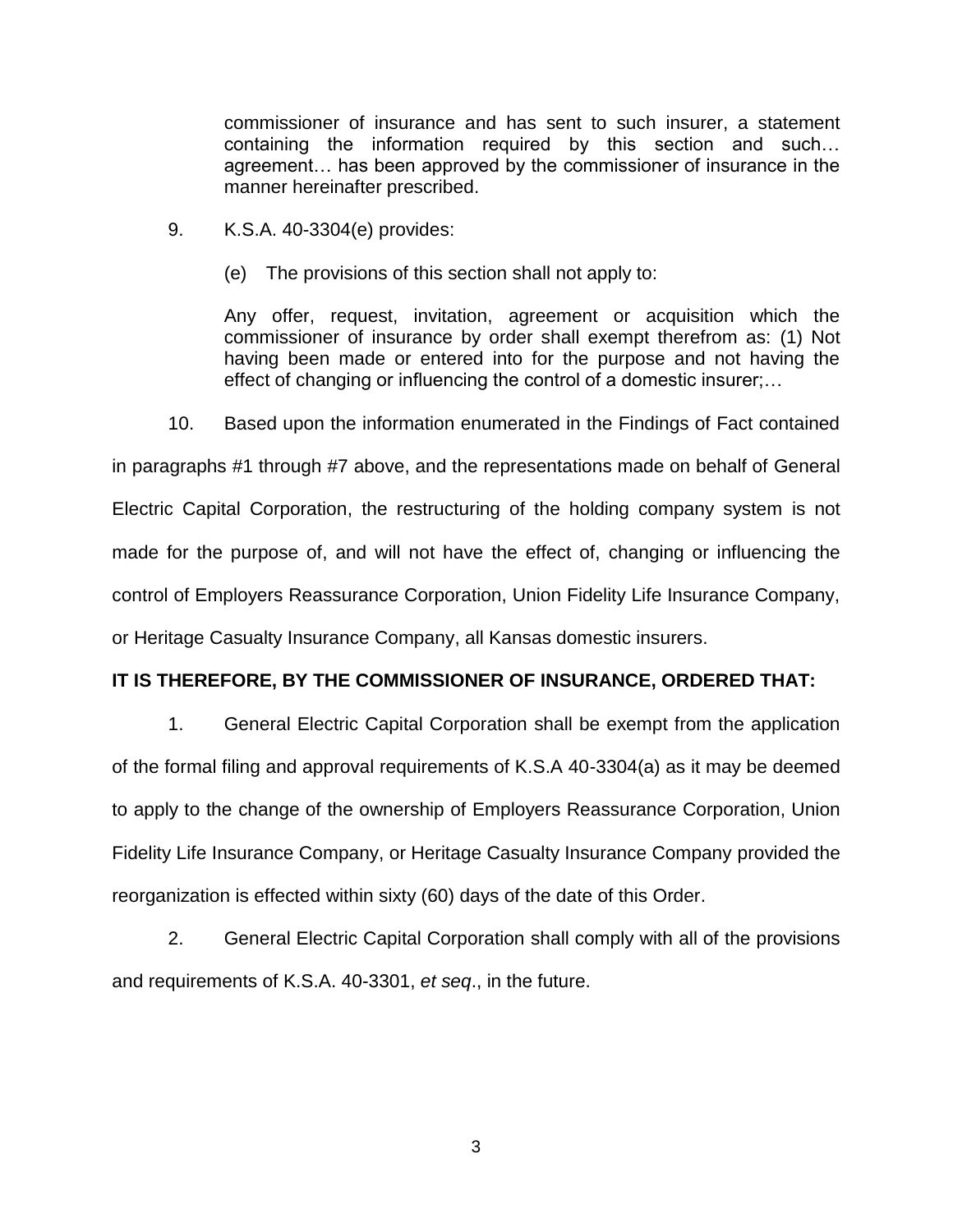> commissioner of insurance and has sent to such insurer, a statement containing the information required by this section and such… agreement… has been approved by the commissioner of insurance in the manner hereinafter prescribed.

9. K.S.A. 40-3304(e) provides:

> (e) The provisions of this section shall not apply to:
>
> Any offer, request, invitation, agreement or acquisition which the commissioner of insurance by order shall exempt therefrom as: (1) Not having been made or entered into for the purpose and not having the effect of changing or influencing the control of a domestic insurer;…

10. Based upon the information enumerated in the Findings of Fact contained in paragraphs #1 through #7 above, and the representations made on behalf of General Electric Capital Corporation, the restructuring of the holding company system is not made for the purpose of, and will not have the effect of, changing or influencing the control of Employers Reassurance Corporation, Union Fidelity Life Insurance Company, or Heritage Casualty Insurance Company, all Kansas domestic insurers.

**IT IS THEREFORE, BY THE COMMISSIONER OF INSURANCE, ORDERED THAT:**

1. General Electric Capital Corporation shall be exempt from the application of the formal filing and approval requirements of K.S.A 40-3304(a) as it may be deemed to apply to the change of the ownership of Employers Reassurance Corporation, Union Fidelity Life Insurance Company, or Heritage Casualty Insurance Company provided the reorganization is effected within sixty (60) days of the date of this Order.

2. General Electric Capital Corporation shall comply with all of the provisions and requirements of K.S.A. 40-3301, *et seq*., in the future.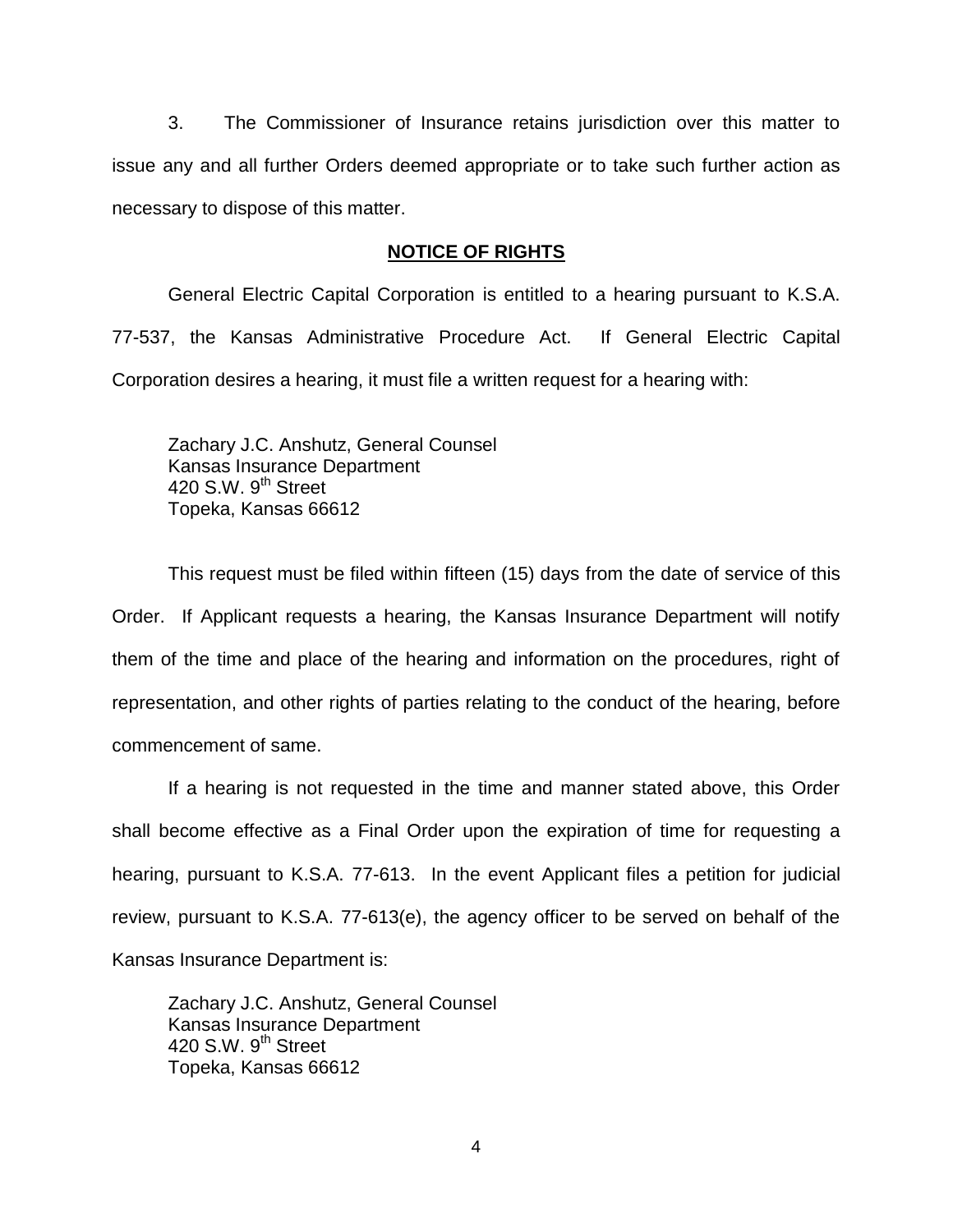3. The Commissioner of Insurance retains jurisdiction over this matter to issue any and all further Orders deemed appropriate or to take such further action as necessary to dispose of this matter.

**NOTICE OF RIGHTS**

General Electric Capital Corporation is entitled to a hearing pursuant to K.S.A. 77-537, the Kansas Administrative Procedure Act. If General Electric Capital Corporation desires a hearing, it must file a written request for a hearing with:

Zachary J.C. Anshutz, General Counsel
Kansas Insurance Department
420 S.W. 9th Street
Topeka, Kansas 66612

This request must be filed within fifteen (15) days from the date of service of this Order. If Applicant requests a hearing, the Kansas Insurance Department will notify them of the time and place of the hearing and information on the procedures, right of representation, and other rights of parties relating to the conduct of the hearing, before commencement of same.

If a hearing is not requested in the time and manner stated above, this Order shall become effective as a Final Order upon the expiration of time for requesting a hearing, pursuant to K.S.A. 77-613. In the event Applicant files a petition for judicial review, pursuant to K.S.A. 77-613(e), the agency officer to be served on behalf of the Kansas Insurance Department is:

Zachary J.C. Anshutz, General Counsel
Kansas Insurance Department
420 S.W. 9th Street
Topeka, Kansas 66612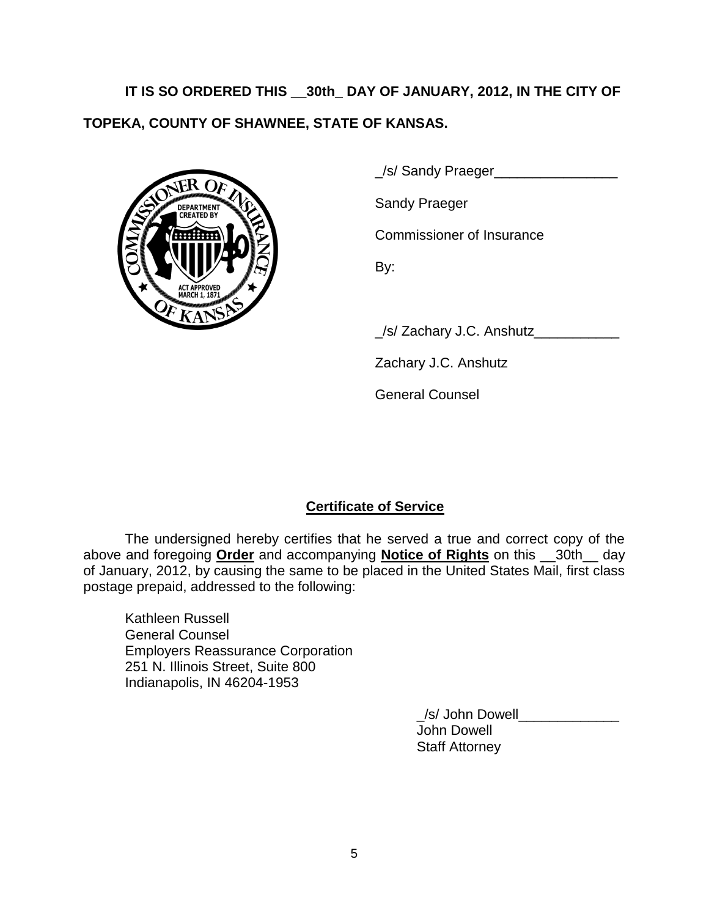**IT IS SO ORDERED THIS __30th_ DAY OF JANUARY, 2012, IN THE CITY OF TOPEKA, COUNTY OF SHAWNEE, STATE OF KANSAS.**

_/s/ Sandy Praeger________________

Sandy Praeger

Commissioner of Insurance

By:

_/s/ Zachary J.C. Anshutz___________

Zachary J.C. Anshutz

General Counsel

## Certificate of Service

The undersigned hereby certifies that he served a true and correct copy of the above and foregoing **Order** and accompanying **Notice of Rights** on this __30th__ day of January, 2012, by causing the same to be placed in the United States Mail, first class postage prepaid, addressed to the following:

Kathleen Russell
General Counsel
Employers Reassurance Corporation
251 N. Illinois Street, Suite 800
Indianapolis, IN 46204-1953

_/s/ John Dowell_____________
John Dowell
Staff Attorney